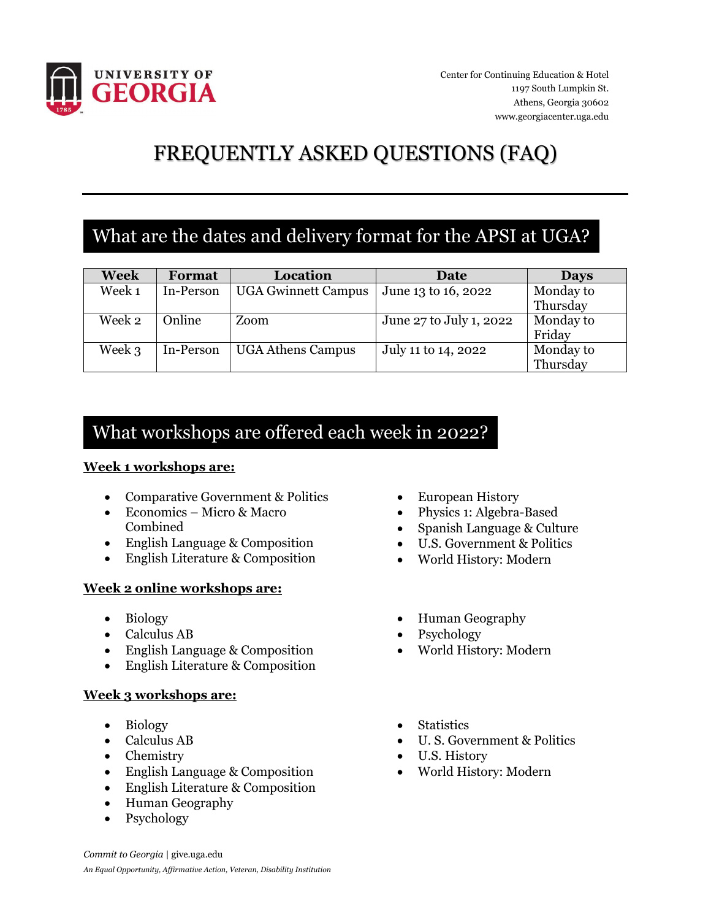UNIVERSITY OF GEORGIA

Center for Continuing Education & Hotel
1197 South Lumpkin St.
Athens, Georgia 30602
www.georgiacenter.uga.edu

# FREQUENTLY ASKED QUESTIONS (FAQ)

## What are the dates and delivery format for the APSI at UGA?

| Week | Format | Location | Date | Days |
|---|---|---|---|---|
| Week 1 | In-Person | UGA Gwinnett Campus | June 13 to 16, 2022 | Monday to Thursday |
| Week 2 | Online | Zoom | June 27 to July 1, 2022 | Monday to Friday |
| Week 3 | In-Person | UGA Athens Campus | July 11 to 14, 2022 | Monday to Thursday |

## What workshops are offered each week in 2022?

**Week 1 workshops are:**

- Comparative Government & Politics
- Economics – Micro & Macro Combined
- English Language & Composition
- English Literature & Composition
- European History
- Physics 1: Algebra-Based
- Spanish Language & Culture
- U.S. Government & Politics
- World History: Modern

**Week 2 online workshops are:**

- Biology
- Calculus AB
- English Language & Composition
- English Literature & Composition
- Human Geography
- Psychology
- World History: Modern

**Week 3 workshops are:**

- Biology
- Calculus AB
- Chemistry
- English Language & Composition
- English Literature & Composition
- Human Geography
- Psychology
- Statistics
- U. S. Government & Politics
- U.S. History
- World History: Modern

*Commit to Georgia* | give.uga.edu

*An Equal Opportunity, Affirmative Action, Veteran, Disability Institution*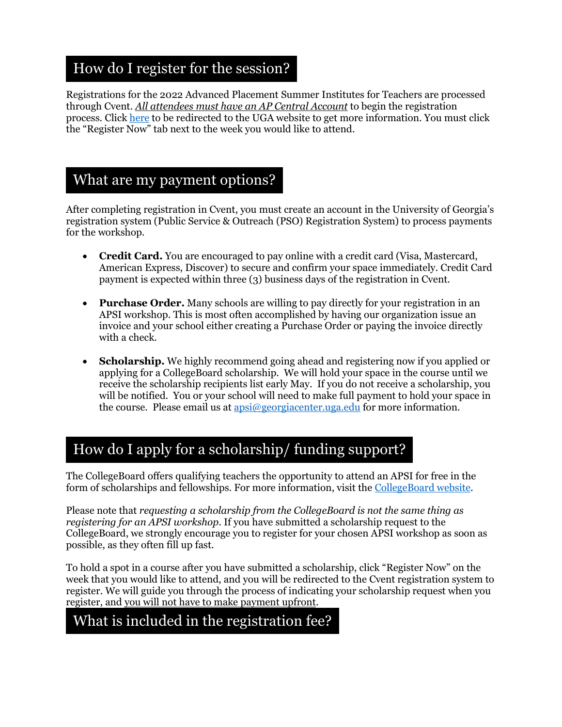## How do I register for the session?

Registrations for the 2022 Advanced Placement Summer Institutes for Teachers are processed through Cvent. ***All attendees must have an AP Central Account*** to begin the registration process. Click [here]() to be redirected to the UGA website to get more information. You must click the "Register Now" tab next to the week you would like to attend.

## What are my payment options?

After completing registration in Cvent, you must create an account in the University of Georgia's registration system (Public Service & Outreach (PSO) Registration System) to process payments for the workshop.

- **Credit Card.** You are encouraged to pay online with a credit card (Visa, Mastercard, American Express, Discover) to secure and confirm your space immediately. Credit Card payment is expected within three (3) business days of the registration in Cvent.
- **Purchase Order.** Many schools are willing to pay directly for your registration in an APSI workshop. This is most often accomplished by having our organization issue an invoice and your school either creating a Purchase Order or paying the invoice directly with a check.
- **Scholarship.** We highly recommend going ahead and registering now if you applied or applying for a CollegeBoard scholarship. We will hold your space in the course until we receive the scholarship recipients list early May. If you do not receive a scholarship, you will be notified. You or your school will need to make full payment to hold your space in the course. Please email us at apsi@georgiacenter.uga.edu for more information.

## How do I apply for a scholarship/ funding support?

The CollegeBoard offers qualifying teachers the opportunity to attend an APSI for free in the form of scholarships and fellowships. For more information, visit the [CollegeBoard website]().

Please note that *requesting a scholarship from the CollegeBoard is not the same thing as registering for an APSI workshop*. If you have submitted a scholarship request to the CollegeBoard, we strongly encourage you to register for your chosen APSI workshop as soon as possible, as they often fill up fast.

To hold a spot in a course after you have submitted a scholarship, click "Register Now" on the week that you would like to attend, and you will be redirected to the Cvent registration system to register. We will guide you through the process of indicating your scholarship request when you register, and you will not have to make payment upfront.

## What is included in the registration fee?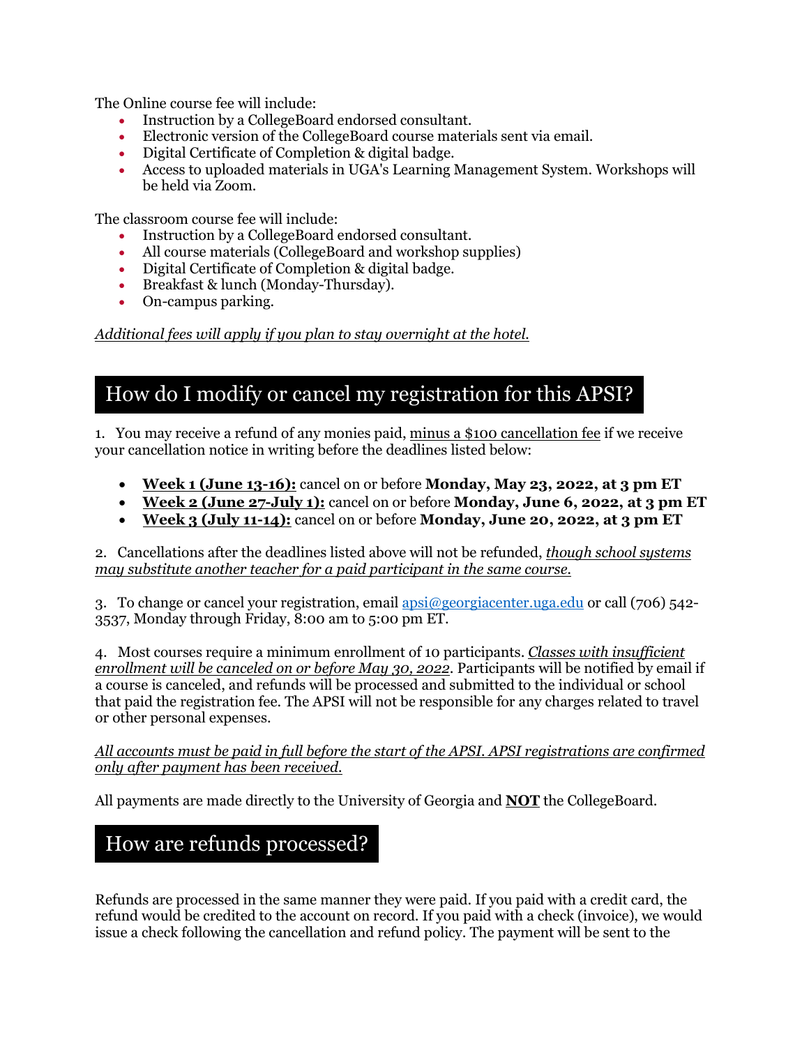The Online course fee will include:

- Instruction by a CollegeBoard endorsed consultant.
- Electronic version of the CollegeBoard course materials sent via email.
- Digital Certificate of Completion & digital badge.
- Access to uploaded materials in UGA's Learning Management System. Workshops will be held via Zoom.

The classroom course fee will include:

- Instruction by a CollegeBoard endorsed consultant.
- All course materials (CollegeBoard and workshop supplies)
- Digital Certificate of Completion & digital badge.
- Breakfast & lunch (Monday-Thursday).
- On-campus parking.

*Additional fees will apply if you plan to stay overnight at the hotel.*

## How do I modify or cancel my registration for this APSI?

1. You may receive a refund of any monies paid, minus a $100 cancellation fee if we receive your cancellation notice in writing before the deadlines listed below:

- **Week 1 (June 13-16):** cancel on or before **Monday, May 23, 2022, at 3 pm ET**
- **Week 2 (June 27-July 1):** cancel on or before **Monday, June 6, 2022, at 3 pm ET**
- **Week 3 (July 11-14):** cancel on or before **Monday, June 20, 2022, at 3 pm ET**

2. Cancellations after the deadlines listed above will not be refunded, *though school systems may substitute another teacher for a paid participant in the same course.*

3. To change or cancel your registration, email apsi@georgiacenter.uga.edu or call (706) 542-3537, Monday through Friday, 8:00 am to 5:00 pm ET.

4. Most courses require a minimum enrollment of 10 participants. *Classes with insufficient enrollment will be canceled on or before May 30, 2022.* Participants will be notified by email if a course is canceled, and refunds will be processed and submitted to the individual or school that paid the registration fee. The APSI will not be responsible for any charges related to travel or other personal expenses.

*All accounts must be paid in full before the start of the APSI. APSI registrations are confirmed only after payment has been received.*

All payments are made directly to the University of Georgia and **NOT** the CollegeBoard.

## How are refunds processed?

Refunds are processed in the same manner they were paid. If you paid with a credit card, the refund would be credited to the account on record. If you paid with a check (invoice), we would issue a check following the cancellation and refund policy. The payment will be sent to the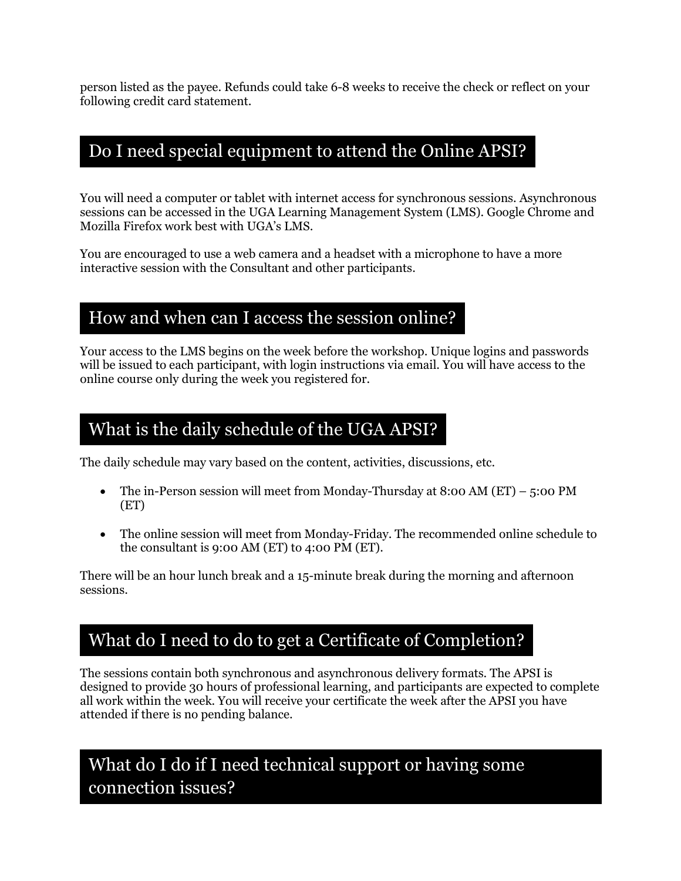person listed as the payee. Refunds could take 6-8 weeks to receive the check or reflect on your following credit card statement.

## Do I need special equipment to attend the Online APSI?

You will need a computer or tablet with internet access for synchronous sessions. Asynchronous sessions can be accessed in the UGA Learning Management System (LMS). Google Chrome and Mozilla Firefox work best with UGA's LMS.

You are encouraged to use a web camera and a headset with a microphone to have a more interactive session with the Consultant and other participants.

## How and when can I access the session online?

Your access to the LMS begins on the week before the workshop. Unique logins and passwords will be issued to each participant, with login instructions via email. You will have access to the online course only during the week you registered for.

## What is the daily schedule of the UGA APSI?

The daily schedule may vary based on the content, activities, discussions, etc.

- The in-Person session will meet from Monday-Thursday at 8:00 AM (ET) – 5:00 PM (ET)
- The online session will meet from Monday-Friday. The recommended online schedule to the consultant is 9:00 AM (ET) to 4:00 PM (ET).

There will be an hour lunch break and a 15-minute break during the morning and afternoon sessions.

## What do I need to do to get a Certificate of Completion?

The sessions contain both synchronous and asynchronous delivery formats. The APSI is designed to provide 30 hours of professional learning, and participants are expected to complete all work within the week. You will receive your certificate the week after the APSI you have attended if there is no pending balance.

## What do I do if I need technical support or having some connection issues?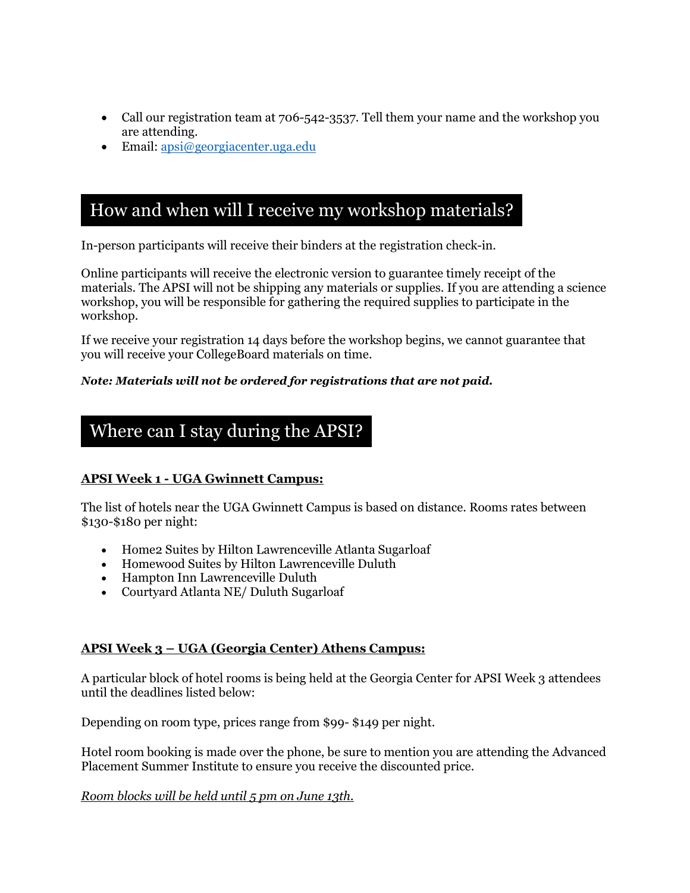- Call our registration team at 706-542-3537. Tell them your name and the workshop you are attending.
- Email: [apsi@georgiacenter.uga.edu](mailto:apsi@georgiacenter.uga.edu)

## How and when will I receive my workshop materials?

In-person participants will receive their binders at the registration check-in.

Online participants will receive the electronic version to guarantee timely receipt of the materials. The APSI will not be shipping any materials or supplies. If you are attending a science workshop, you will be responsible for gathering the required supplies to participate in the workshop.

If we receive your registration 14 days before the workshop begins, we cannot guarantee that you will receive your CollegeBoard materials on time.

***Note: Materials will not be ordered for registrations that are not paid.***

## Where can I stay during the APSI?

**APSI Week 1 - UGA Gwinnett Campus:**

The list of hotels near the UGA Gwinnett Campus is based on distance. Rooms rates between $130-$180 per night:

- Home2 Suites by Hilton Lawrenceville Atlanta Sugarloaf
- Homewood Suites by Hilton Lawrenceville Duluth
- Hampton Inn Lawrenceville Duluth
- Courtyard Atlanta NE/ Duluth Sugarloaf

**APSI Week 3 – UGA (Georgia Center) Athens Campus:**

A particular block of hotel rooms is being held at the Georgia Center for APSI Week 3 attendees until the deadlines listed below:

Depending on room type, prices range from $99- $149 per night.

Hotel room booking is made over the phone, be sure to mention you are attending the Advanced Placement Summer Institute to ensure you receive the discounted price.

*Room blocks will be held until 5 pm on June 13th.*